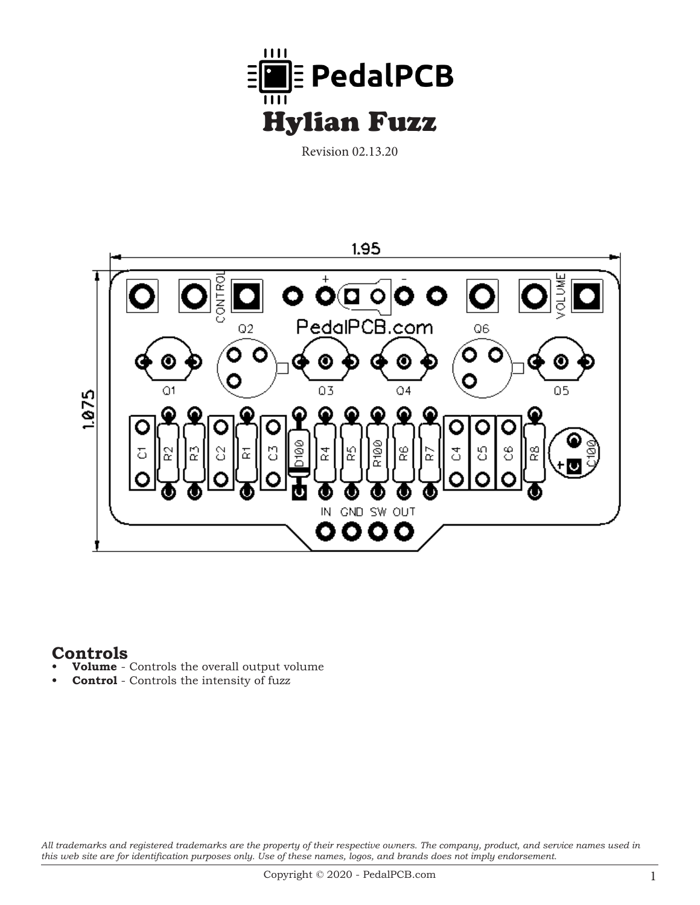PedalPCB

# Hylian Fuzz

Revision 02.13.20

## Controls

- **Volume** - Controls the overall output volume
- **Control** - Controls the intensity of fuzz

*All trademarks and registered trademarks are the property of their respective owners. The company, product, and service names used in this web site are for identification purposes only. Use of these names, logos, and brands does not imply endorsement.*

Copyright © 2020 - PedalPCB.com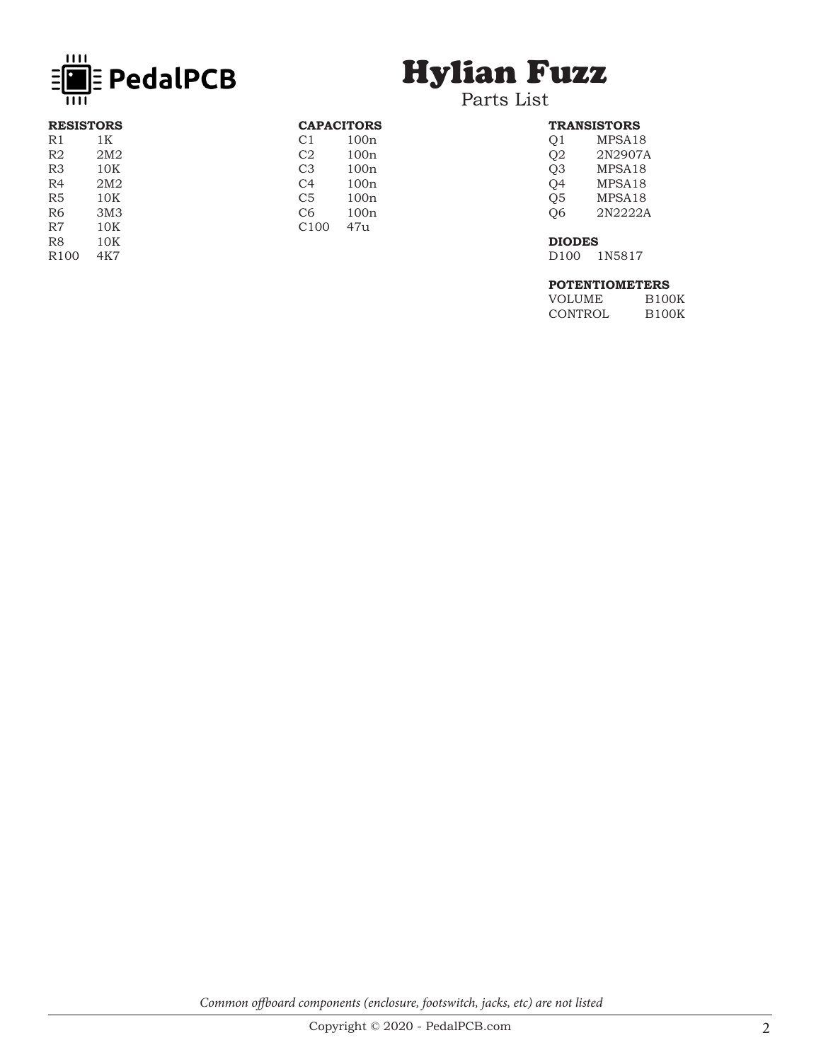PedalPCB

# Hylian Fuzz

## Parts List

**RESISTORS**

| | |
|---|---|
| R1 | 1K |
| R2 | 2M2 |
| R3 | 10K |
| R4 | 2M2 |
| R5 | 10K |
| R6 | 3M3 |
| R7 | 10K |
| R8 | 10K |
| R100 | 4K7 |

**CAPACITORS**

| | |
|---|---|
| C1 | 100n |
| C2 | 100n |
| C3 | 100n |
| C4 | 100n |
| C5 | 100n |
| C6 | 100n |
| C100 | 47u |

**TRANSISTORS**

| | |
|---|---|
| Q1 | MPSA18 |
| Q2 | 2N2907A |
| Q3 | MPSA18 |
| Q4 | MPSA18 |
| Q5 | MPSA18 |
| Q6 | 2N2222A |

**DIODES**

| | |
|---|---|
| D100 | 1N5817 |

**POTENTIOMETERS**

| | |
|---|---|
| VOLUME | B100K |
| CONTROL | B100K |

*Common offboard components (enclosure, footswitch, jacks, etc) are not listed*

Copyright © 2020 - PedalPCB.com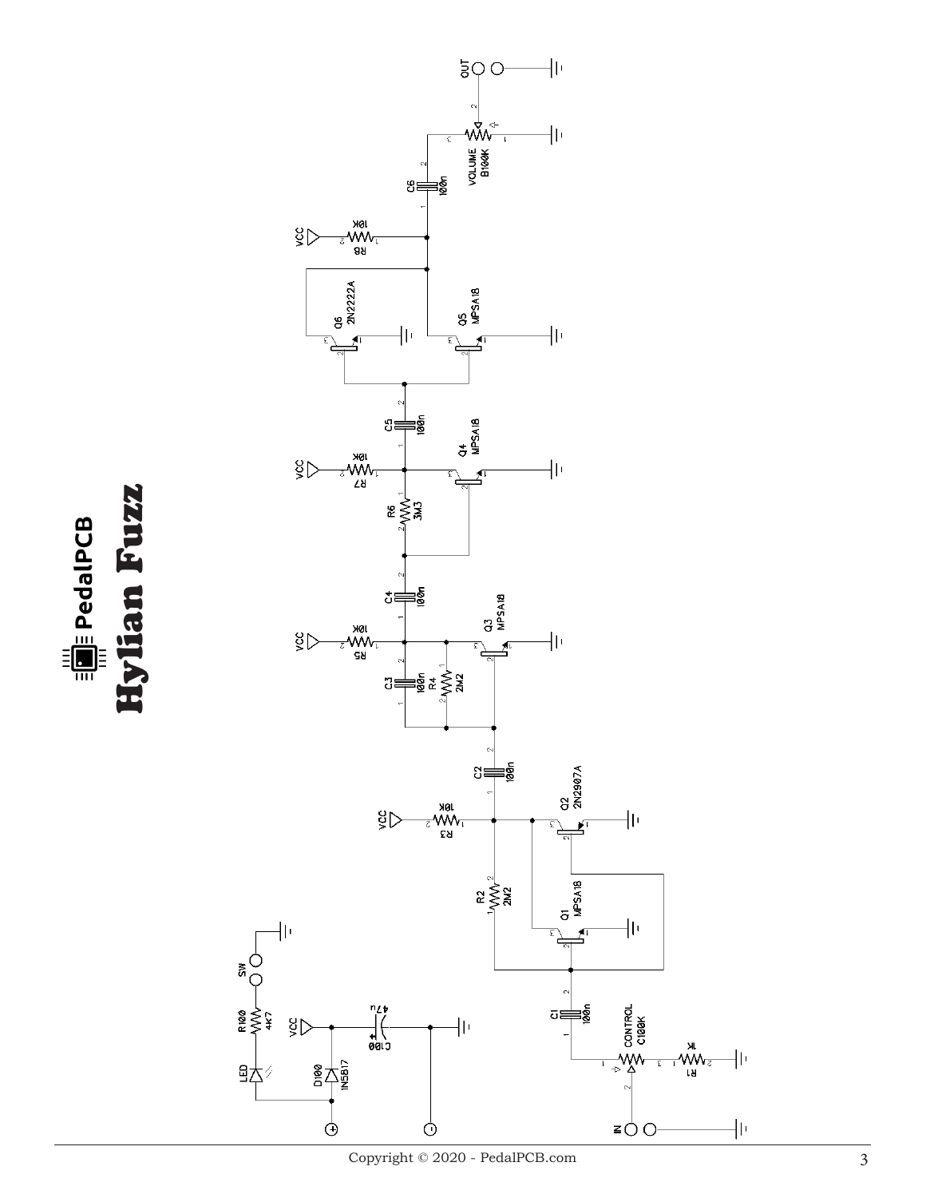# PedalPCB

# Hylian Fuzz

Q1 MPSA18

Q2 2N2907A

Q3 MPSA18

Q4 MPSA18

Q5 MPSA18

Q6 2N2222A

R1 1K

R2 2M2

R3 10K

R4 2M2

R5 10K

R6 3M3

R7 10K

R8 10K

R100 4K7

C1 100n

C2 100n

C3 100n

C4 100n

C5 100n

C6 100n

C100 47u

D100 1N5817

LED

SW

CONTROL C100K

VOLUME B100K

IN

OUT

VCC

Copyright © 2020 - PedalPCB.com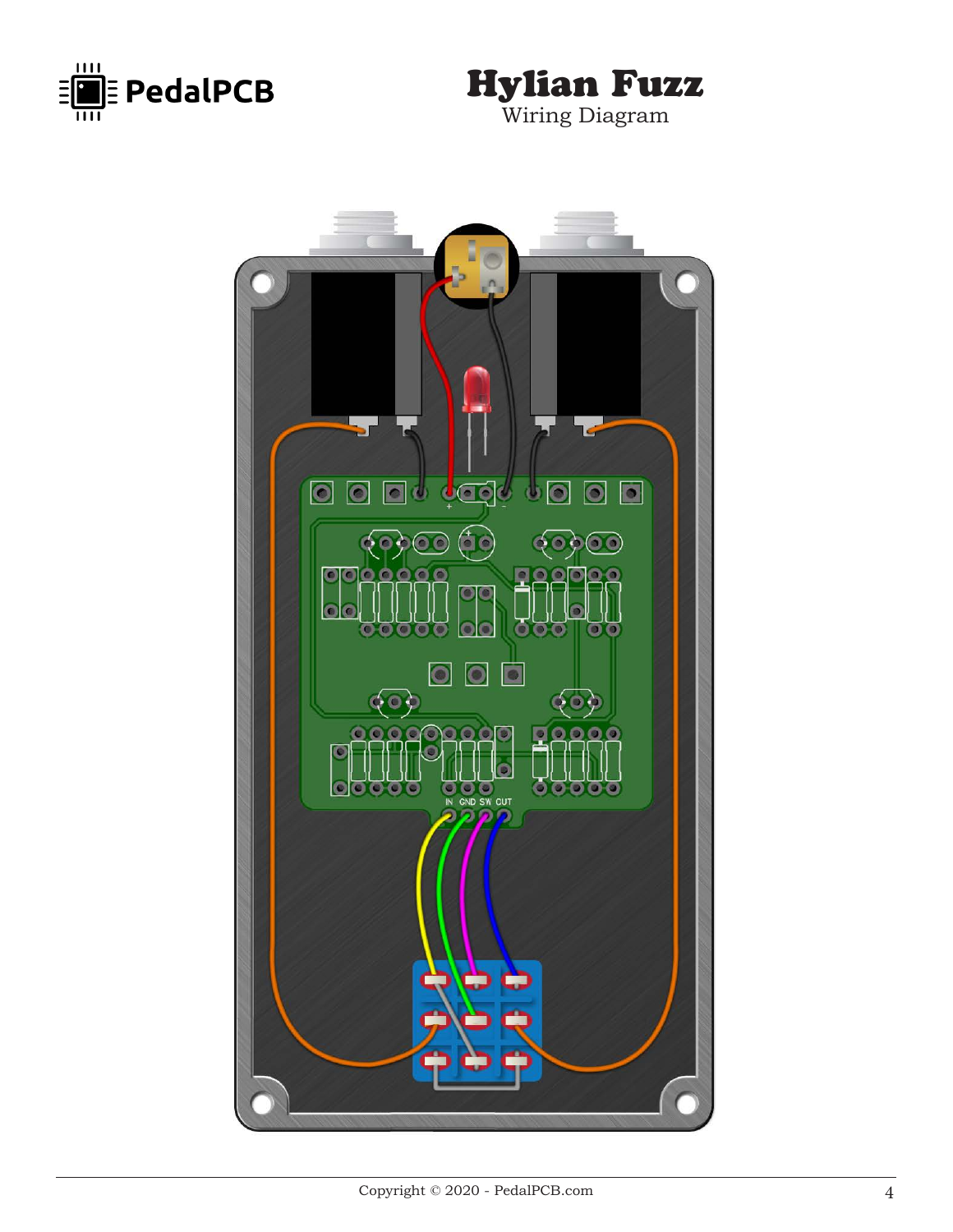# Hylian Fuzz

Wiring Diagram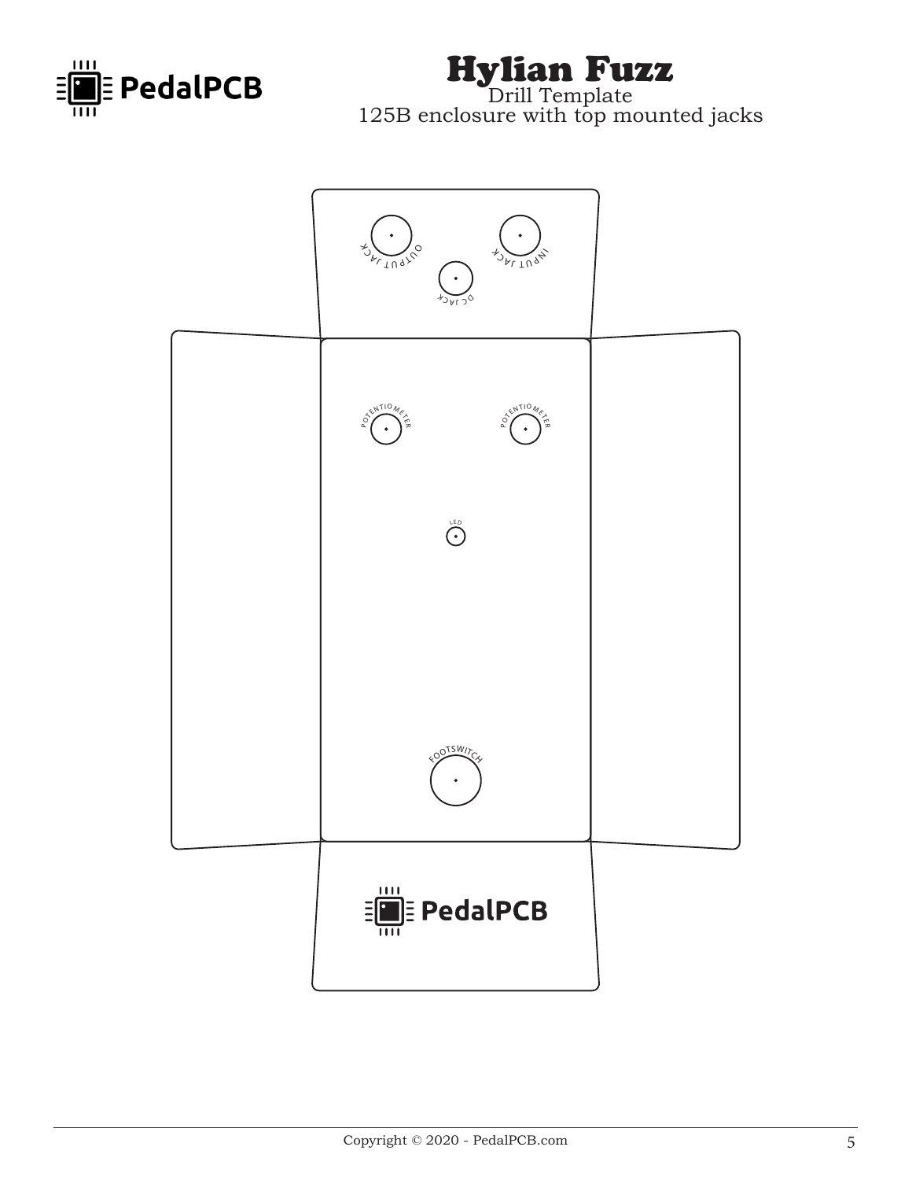# Hylian Fuzz

Drill Template

125B enclosure with top mounted jacks

OUTPUT JACK

INPUT JACK

DC JACK

POTENTIOMETER

POTENTIOMETER

LED

FOOTSWITCH

PedalPCB

Copyright © 2020 - PedalPCB.com